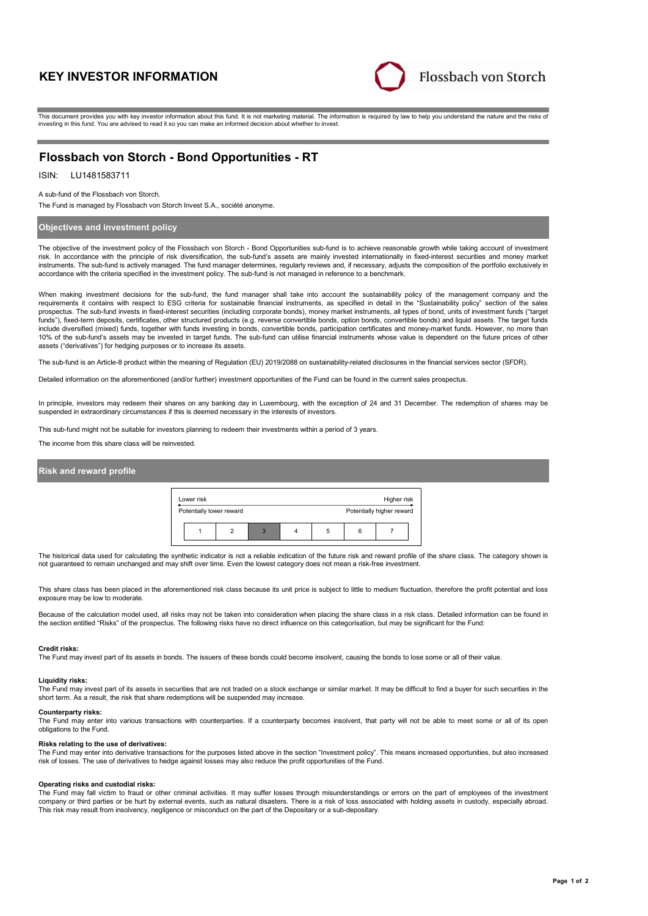# KEY INVESTOR INFORMATION

Flossbach von Storch

This document provides you with key investor information about this fund. It is not marketing material. The information is required by law to help you understand the nature and the risks of investing in this fund. You are advised to read it so you can make an informed decision about whether to invest.

## Flossbach von Storch - Bond Opportunities - RT

ISIN: LU1481583711

A sub-fund of the Flossbach von Storch.

The Fund is managed by Flossbach von Storch Invest S.A., société anonyme.

### Objectives and investment policy

The objective of the investment policy of the Flossbach von Storch - Bond Opportunities sub-fund is to achieve reasonable growth while taking account of investment risk. In accordance with the principle of risk diversification, the sub-fund's assets are mainly invested internationally in fixed-interest securities and money market instruments. The sub-fund is actively managed. The fund manager determines, regularly reviews and, if necessary, adjusts the composition of the portfolio exclusively in accordance with the criteria specified in the investment policy. The sub-fund is not managed in reference to a benchmark.

When making investment decisions for the sub-fund, the fund manager shall take into account the sustainability policy of the management company and the requirements it contains with respect to ESG criteria for sustainable financial instruments, as specified in detail in the "Sustainability policy" section of the sales prospectus. The sub-fund invests in fixed-interest securities (including corporate bonds), money market instruments, all types of bond, units of investment funds ("target funds"), fixed-term deposits, certificates, other structured products (e.g. reverse convertible bonds, option bonds, convertible bonds) and liquid assets. The target funds include diversified (mixed) funds, together with funds investing in bonds, convertible bonds, participation certificates and money-market funds. However, no more than 10% of the sub-fund's assets may be invested in target funds. The sub-fund can utilise financial instruments whose value is dependent on the future prices of other assets ("derivatives") for hedging purposes or to increase its assets.

The sub-fund is an Article-8 product within the meaning of Regulation (EU) 2019/2088 on sustainability-related disclosures in the financial services sector (SFDR).

Detailed information on the aforementioned (and/or further) investment opportunities of the Fund can be found in the current sales prospectus.

In principle, investors may redeem their shares on any banking day in Luxembourg, with the exception of 24 and 31 December. The redemption of shares may be suspended in extraordinary circumstances if this is deemed necessary in the interests of investors.

This sub-fund might not be suitable for investors planning to redeem their investments within a period of 3 years.

The income from this share class will be reinvested.

### Risk and reward profile

| Lower risk | | | | | | Higher risk |
|---|---|---|---|---|---|---|
| Potentially lower reward | | | | | | Potentially higher reward |
| 1 | 2 | **3** | 4 | 5 | 6 | 7 |

The historical data used for calculating the synthetic indicator is not a reliable indication of the future risk and reward profile of the share class. The category shown is not guaranteed to remain unchanged and may shift over time. Even the lowest category does not mean a risk-free investment.

This share class has been placed in the aforementioned risk class because its unit price is subject to little to medium fluctuation, therefore the profit potential and loss exposure may be low to moderate.

Because of the calculation model used, all risks may not be taken into consideration when placing the share class in a risk class. Detailed information can be found in the section entitled "Risks" of the prospectus. The following risks have no direct influence on this categorisation, but may be significant for the Fund:

**Credit risks:**
The Fund may invest part of its assets in bonds. The issuers of these bonds could become insolvent, causing the bonds to lose some or all of their value.

**Liquidity risks:**
The Fund may invest part of its assets in securities that are not traded on a stock exchange or similar market. It may be difficult to find a buyer for such securities in the short term. As a result, the risk that share redemptions will be suspended may increase.

**Counterparty risks:**
The Fund may enter into various transactions with counterparties. If a counterparty becomes insolvent, that party will not be able to meet some or all of its open obligations to the Fund.

**Risks relating to the use of derivatives:**
The Fund may enter into derivative transactions for the purposes listed above in the section "Investment policy". This means increased opportunities, but also increased risk of losses. The use of derivatives to hedge against losses may also reduce the profit opportunities of the Fund.

**Operating risks and custodial risks:**
The Fund may fall victim to fraud or other criminal activities. It may suffer losses through misunderstandings or errors on the part of employees of the investment company or third parties or be hurt by external events, such as natural disasters. There is a risk of loss associated with holding assets in custody, especially abroad. This risk may result from insolvency, negligence or misconduct on the part of the Depositary or a sub-depositary.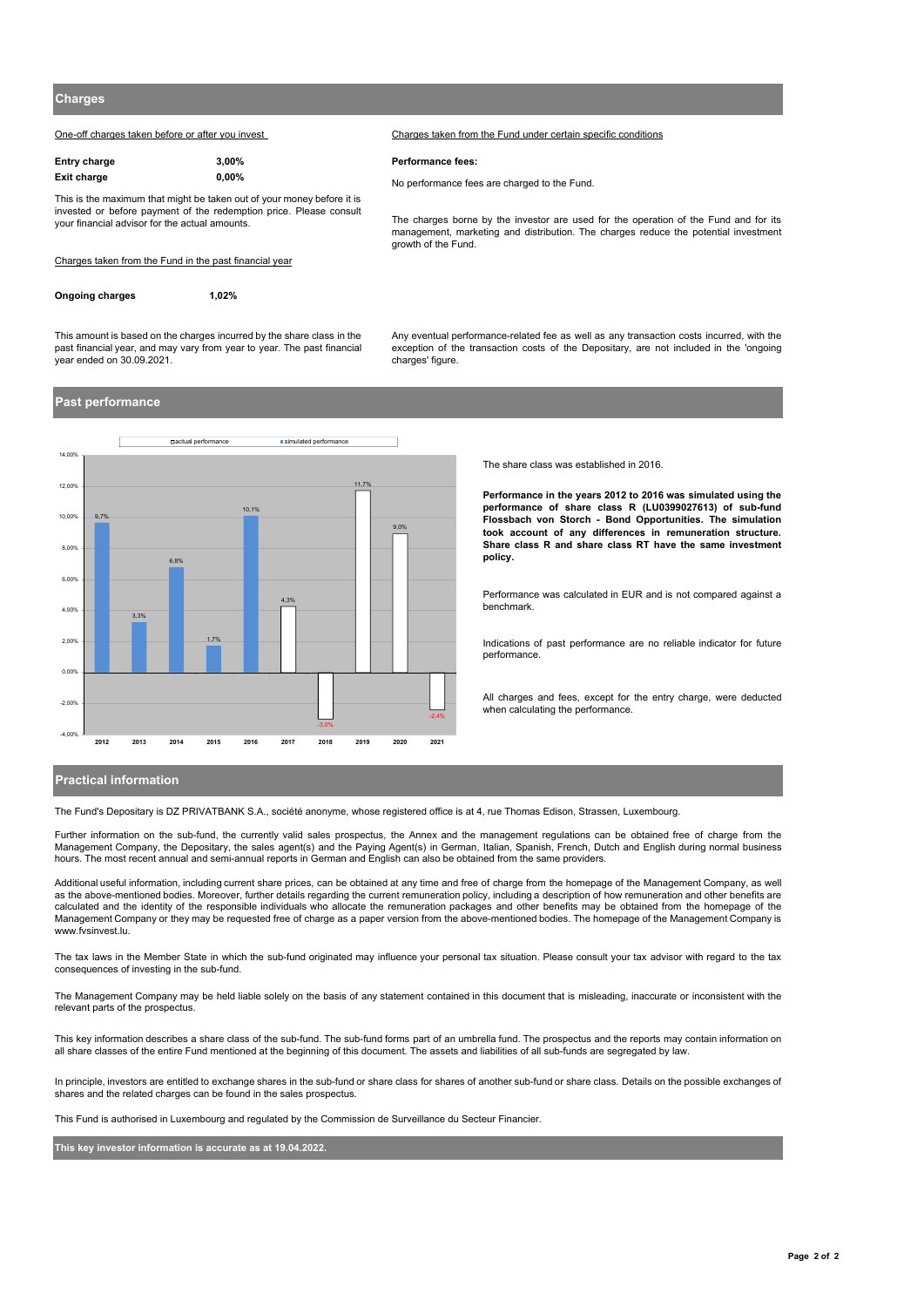## Charges

One-off charges taken before or after you invest

| | |
|---|---|
| **Entry charge** | **3,00%** |
| **Exit charge** | **0,00%** |

This is the maximum that might be taken out of your money before it is invested or before payment of the redemption price. Please consult your financial advisor for the actual amounts.

Charges taken from the Fund in the past financial year

| | |
|---|---|
| **Ongoing charges** | **1,02%** |

This amount is based on the charges incurred by the share class in the past financial year, and may vary from year to year. The past financial year ended on 30.09.2021.

Charges taken from the Fund under certain specific conditions

**Performance fees:**

No performance fees are charged to the Fund.

The charges borne by the investor are used for the operation of the Fund and for its management, marketing and distribution. The charges reduce the potential investment growth of the Fund.

Any eventual performance-related fee as well as any transaction costs incurred, with the exception of the transaction costs of the Depositary, are not included in the 'ongoing charges' figure.

## Past performance

actual performance
simulated performance

14,00%
12,00%
10,00%
8,00%
6,00%
4,00%
2,00%
0,00%
-2,00%
-4,00%

9,7% 3,3% 6,8% 1,7% 10,1% 4,3% -3,0% 11,7% 9,0% -2,4%

2012 2013 2014 2015 2016 2017 2018 2019 2020 2021

The share class was established in 2016.

**Performance in the years 2012 to 2016 was simulated using the performance of share class R (LU0399027613) of sub-fund Flossbach von Storch - Bond Opportunities. The simulation took account of any differences in remuneration structure. Share class R and share class RT have the same investment policy.**

Performance was calculated in EUR and is not compared against a benchmark.

Indications of past performance are no reliable indicator for future performance.

All charges and fees, except for the entry charge, were deducted when calculating the performance.

## Practical information

The Fund's Depositary is DZ PRIVATBANK S.A., société anonyme, whose registered office is at 4, rue Thomas Edison, Strassen, Luxembourg.

Further information on the sub-fund, the currently valid sales prospectus, the Annex and the management regulations can be obtained free of charge from the Management Company, the Depositary, the sales agent(s) and the Paying Agent(s) in German, Italian, Spanish, French, Dutch and English during normal business hours. The most recent annual and semi-annual reports in German and English can also be obtained from the same providers.

Additional useful information, including current share prices, can be obtained at any time and free of charge from the homepage of the Management Company, as well as the above-mentioned bodies. Moreover, further details regarding the current remuneration policy, including a description of how remuneration and other benefits are calculated and the identity of the responsible individuals who allocate the remuneration packages and other benefits may be obtained from the homepage of the Management Company or they may be requested free of charge as a paper version from the above-mentioned bodies. The homepage of the Management Company is www.fvsinvest.lu.

The tax laws in the Member State in which the sub-fund originated may influence your personal tax situation. Please consult your tax advisor with regard to the tax consequences of investing in the sub-fund.

The Management Company may be held liable solely on the basis of any statement contained in this document that is misleading, inaccurate or inconsistent with the relevant parts of the prospectus.

This key information describes a share class of the sub-fund. The sub-fund forms part of an umbrella fund. The prospectus and the reports may contain information on all share classes of the entire Fund mentioned at the beginning of this document. The assets and liabilities of all sub-funds are segregated by law.

In principle, investors are entitled to exchange shares in the sub-fund or share class for shares of another sub-fund or share class. Details on the possible exchanges of shares and the related charges can be found in the sales prospectus.

This Fund is authorised in Luxembourg and regulated by the Commission de Surveillance du Secteur Financier.

**This key investor information is accurate as at 19.04.2022.**